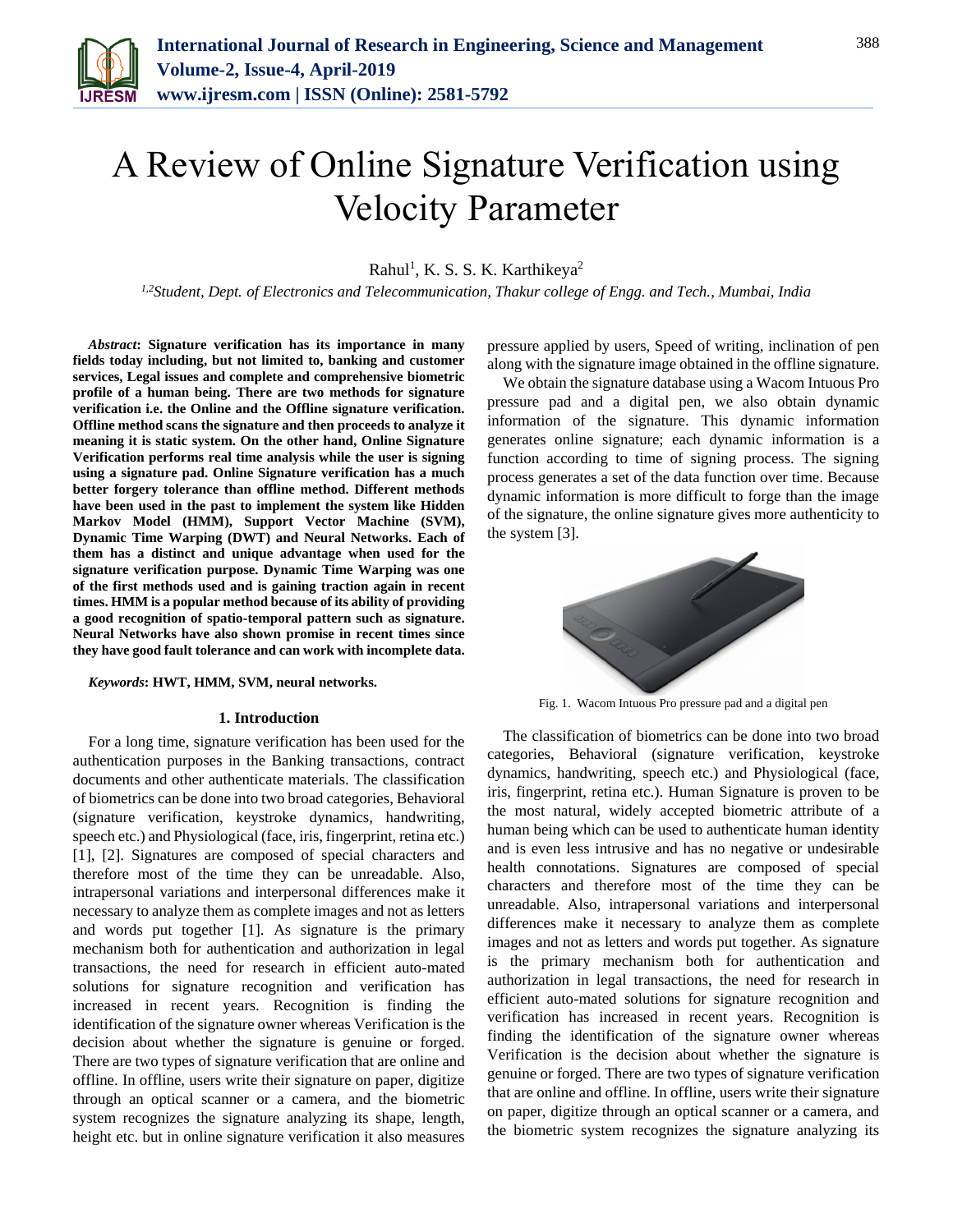# A Review of Online Signature Verification using Velocity Parameter

Rahul[1], K. S. S. K. Karthikeya[2]

[1,2]*Student, Dept. of Electronics and Telecommunication, Thakur college of Engg. and Tech., Mumbai, India*

***Abstract*: Signature verification has its importance in many fields today including, but not limited to, banking and customer services, Legal issues and complete and comprehensive biometric profile of a human being. There are two methods for signature verification i.e. the Online and the Offline signature verification. Offline method scans the signature and then proceeds to analyze it meaning it is static system. On the other hand, Online Signature Verification performs real time analysis while the user is signing using a signature pad. Online Signature verification has a much better forgery tolerance than offline method. Different methods have been used in the past to implement the system like Hidden Markov Model (HMM), Support Vector Machine (SVM), Dynamic Time Warping (DWT) and Neural Networks. Each of them has a distinct and unique advantage when used for the signature verification purpose. Dynamic Time Warping was one of the first methods used and is gaining traction again in recent times. HMM is a popular method because of its ability of providing a good recognition of spatio-temporal pattern such as signature. Neural Networks have also shown promise in recent times since they have good fault tolerance and can work with incomplete data.**

***Keywords*: HWT, HMM, SVM, neural networks.**

## 1. Introduction

For a long time, signature verification has been used for the authentication purposes in the Banking transactions, contract documents and other authenticate materials. The classification of biometrics can be done into two broad categories, Behavioral (signature verification, keystroke dynamics, handwriting, speech etc.) and Physiological (face, iris, fingerprint, retina etc.) [1], [2]. Signatures are composed of special characters and therefore most of the time they can be unreadable. Also, intrapersonal variations and interpersonal differences make it necessary to analyze them as complete images and not as letters and words put together [1]. As signature is the primary mechanism both for authentication and authorization in legal transactions, the need for research in efficient auto-mated solutions for signature recognition and verification has increased in recent years. Recognition is finding the identification of the signature owner whereas Verification is the decision about whether the signature is genuine or forged. There are two types of signature verification that are online and offline. In offline, users write their signature on paper, digitize through an optical scanner or a camera, and the biometric system recognizes the signature analyzing its shape, length, height etc. but in online signature verification it also measures pressure applied by users, Speed of writing, inclination of pen along with the signature image obtained in the offline signature.

We obtain the signature database using a Wacom Intuous Pro pressure pad and a digital pen, we also obtain dynamic information of the signature. This dynamic information generates online signature; each dynamic information is a function according to time of signing process. The signing process generates a set of the data function over time. Because dynamic information is more difficult to forge than the image of the signature, the online signature gives more authenticity to the system [3].

Fig. 1. Wacom Intuous Pro pressure pad and a digital pen

The classification of biometrics can be done into two broad categories, Behavioral (signature verification, keystroke dynamics, handwriting, speech etc.) and Physiological (face, iris, fingerprint, retina etc.). Human Signature is proven to be the most natural, widely accepted biometric attribute of a human being which can be used to authenticate human identity and is even less intrusive and has no negative or undesirable health connotations. Signatures are composed of special characters and therefore most of the time they can be unreadable. Also, intrapersonal variations and interpersonal differences make it necessary to analyze them as complete images and not as letters and words put together. As signature is the primary mechanism both for authentication and authorization in legal transactions, the need for research in efficient auto-mated solutions for signature recognition and verification has increased in recent years. Recognition is finding the identification of the signature owner whereas Verification is the decision about whether the signature is genuine or forged. There are two types of signature verification that are online and offline. In offline, users write their signature on paper, digitize through an optical scanner or a camera, and the biometric system recognizes the signature analyzing its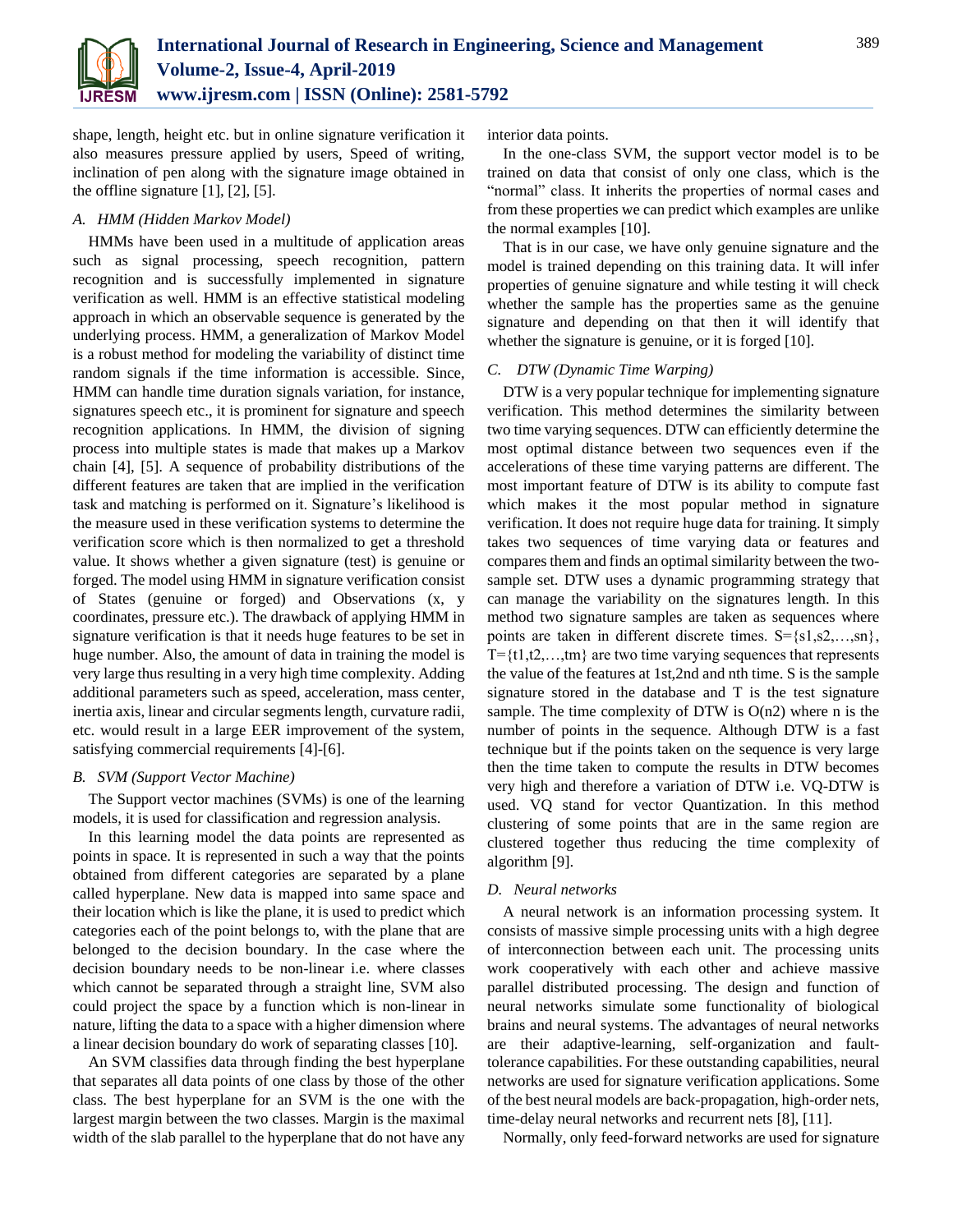shape, length, height etc. but in online signature verification it also measures pressure applied by users, Speed of writing, inclination of pen along with the signature image obtained in the offline signature [1], [2], [5].

### *A. HMM (Hidden Markov Model)*

HMMs have been used in a multitude of application areas such as signal processing, speech recognition, pattern recognition and is successfully implemented in signature verification as well. HMM is an effective statistical modeling approach in which an observable sequence is generated by the underlying process. HMM, a generalization of Markov Model is a robust method for modeling the variability of distinct time random signals if the time information is accessible. Since, HMM can handle time duration signals variation, for instance, signatures speech etc., it is prominent for signature and speech recognition applications. In HMM, the division of signing process into multiple states is made that makes up a Markov chain [4], [5]. A sequence of probability distributions of the different features are taken that are implied in the verification task and matching is performed on it. Signature's likelihood is the measure used in these verification systems to determine the verification score which is then normalized to get a threshold value. It shows whether a given signature (test) is genuine or forged. The model using HMM in signature verification consist of States (genuine or forged) and Observations (x, y coordinates, pressure etc.). The drawback of applying HMM in signature verification is that it needs huge features to be set in huge number. Also, the amount of data in training the model is very large thus resulting in a very high time complexity. Adding additional parameters such as speed, acceleration, mass center, inertia axis, linear and circular segments length, curvature radii, etc. would result in a large EER improvement of the system, satisfying commercial requirements [4]-[6].

### *B. SVM (Support Vector Machine)*

The Support vector machines (SVMs) is one of the learning models, it is used for classification and regression analysis.

In this learning model the data points are represented as points in space. It is represented in such a way that the points obtained from different categories are separated by a plane called hyperplane. New data is mapped into same space and their location which is like the plane, it is used to predict which categories each of the point belongs to, with the plane that are belonged to the decision boundary. In the case where the decision boundary needs to be non-linear i.e. where classes which cannot be separated through a straight line, SVM also could project the space by a function which is non-linear in nature, lifting the data to a space with a higher dimension where a linear decision boundary do work of separating classes [10].

An SVM classifies data through finding the best hyperplane that separates all data points of one class by those of the other class. The best hyperplane for an SVM is the one with the largest margin between the two classes. Margin is the maximal width of the slab parallel to the hyperplane that do not have any interior data points.

In the one-class SVM, the support vector model is to be trained on data that consist of only one class, which is the "normal" class. It inherits the properties of normal cases and from these properties we can predict which examples are unlike the normal examples [10].

That is in our case, we have only genuine signature and the model is trained depending on this training data. It will infer properties of genuine signature and while testing it will check whether the sample has the properties same as the genuine signature and depending on that then it will identify that whether the signature is genuine, or it is forged [10].

### *C. DTW (Dynamic Time Warping)*

DTW is a very popular technique for implementing signature verification. This method determines the similarity between two time varying sequences. DTW can efficiently determine the most optimal distance between two sequences even if the accelerations of these time varying patterns are different. The most important feature of DTW is its ability to compute fast which makes it the most popular method in signature verification. It does not require huge data for training. It simply takes two sequences of time varying data or features and compares them and finds an optimal similarity between the two-sample set. DTW uses a dynamic programming strategy that can manage the variability on the signatures length. In this method two signature samples are taken as sequences where points are taken in different discrete times. $S=\{s1,s2,\ldots,sn\}$, $T=\{t1,t2,\ldots,tm\}$ are two time varying sequences that represents the value of the features at 1st,2nd and nth time. S is the sample signature stored in the database and T is the test signature sample. The time complexity of DTW is O(n2) where n is the number of points in the sequence. Although DTW is a fast technique but if the points taken on the sequence is very large then the time taken to compute the results in DTW becomes very high and therefore a variation of DTW i.e. VQ-DTW is used. VQ stand for vector Quantization. In this method clustering of some points that are in the same region are clustered together thus reducing the time complexity of algorithm [9].

### *D. Neural networks*

A neural network is an information processing system. It consists of massive simple processing units with a high degree of interconnection between each unit. The processing units work cooperatively with each other and achieve massive parallel distributed processing. The design and function of neural networks simulate some functionality of biological brains and neural systems. The advantages of neural networks are their adaptive-learning, self-organization and fault-tolerance capabilities. For these outstanding capabilities, neural networks are used for signature verification applications. Some of the best neural models are back-propagation, high-order nets, time-delay neural networks and recurrent nets [8], [11].

Normally, only feed-forward networks are used for signature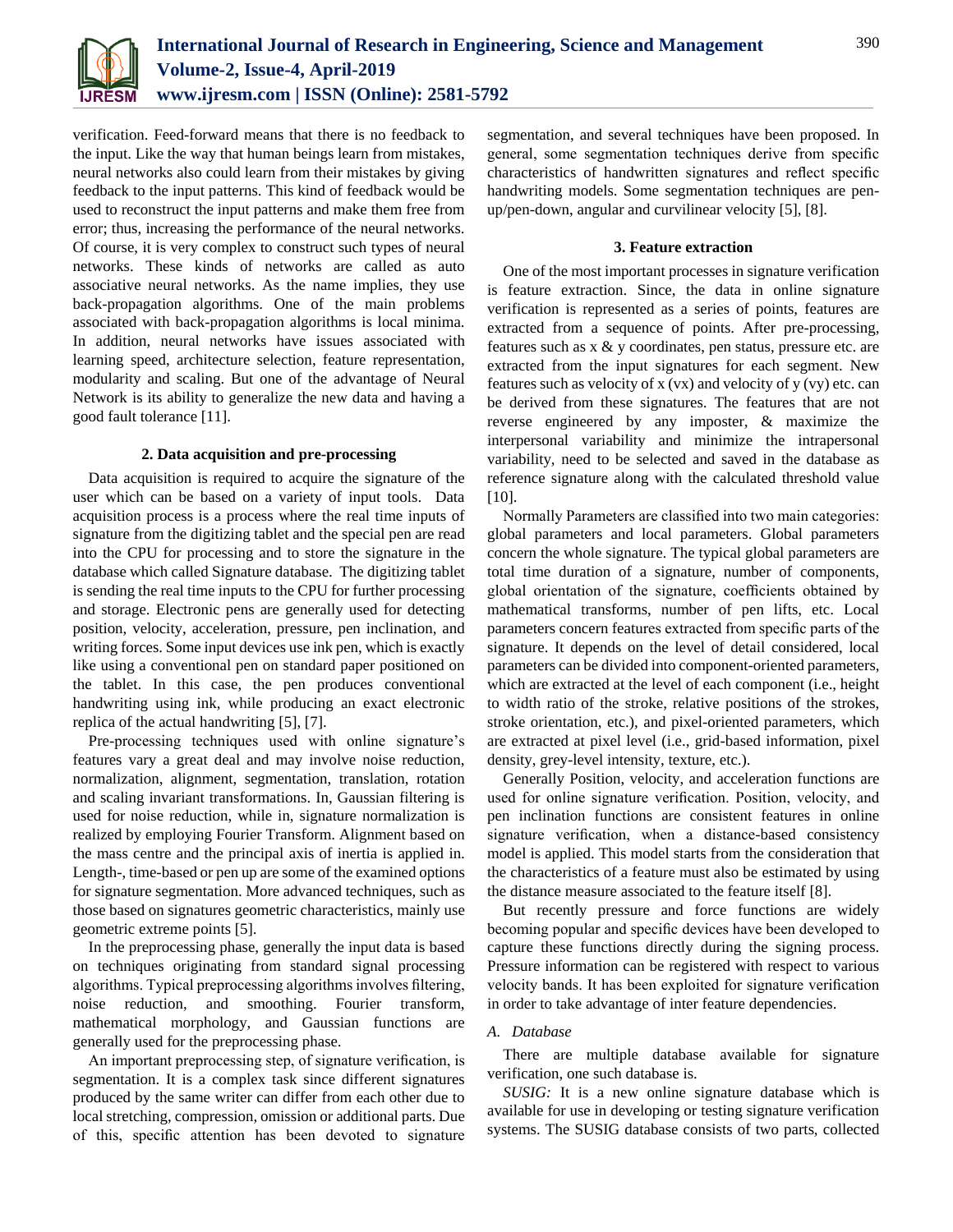verification. Feed-forward means that there is no feedback to the input. Like the way that human beings learn from mistakes, neural networks also could learn from their mistakes by giving feedback to the input patterns. This kind of feedback would be used to reconstruct the input patterns and make them free from error; thus, increasing the performance of the neural networks. Of course, it is very complex to construct such types of neural networks. These kinds of networks are called as auto associative neural networks. As the name implies, they use back-propagation algorithms. One of the main problems associated with back-propagation algorithms is local minima. In addition, neural networks have issues associated with learning speed, architecture selection, feature representation, modularity and scaling. But one of the advantage of Neural Network is its ability to generalize the new data and having a good fault tolerance [11].

### 2. Data acquisition and pre-processing

Data acquisition is required to acquire the signature of the user which can be based on a variety of input tools. Data acquisition process is a process where the real time inputs of signature from the digitizing tablet and the special pen are read into the CPU for processing and to store the signature in the database which called Signature database. The digitizing tablet is sending the real time inputs to the CPU for further processing and storage. Electronic pens are generally used for detecting position, velocity, acceleration, pressure, pen inclination, and writing forces. Some input devices use ink pen, which is exactly like using a conventional pen on standard paper positioned on the tablet. In this case, the pen produces conventional handwriting using ink, while producing an exact electronic replica of the actual handwriting [5], [7].

Pre-processing techniques used with online signature's features vary a great deal and may involve noise reduction, normalization, alignment, segmentation, translation, rotation and scaling invariant transformations. In, Gaussian filtering is used for noise reduction, while in, signature normalization is realized by employing Fourier Transform. Alignment based on the mass centre and the principal axis of inertia is applied in. Length-, time-based or pen up are some of the examined options for signature segmentation. More advanced techniques, such as those based on signatures geometric characteristics, mainly use geometric extreme points [5].

In the preprocessing phase, generally the input data is based on techniques originating from standard signal processing algorithms. Typical preprocessing algorithms involves filtering, noise reduction, and smoothing. Fourier transform, mathematical morphology, and Gaussian functions are generally used for the preprocessing phase.

An important preprocessing step, of signature verification, is segmentation. It is a complex task since different signatures produced by the same writer can differ from each other due to local stretching, compression, omission or additional parts. Due of this, specific attention has been devoted to signature segmentation, and several techniques have been proposed. In general, some segmentation techniques derive from specific characteristics of handwritten signatures and reflect specific handwriting models. Some segmentation techniques are pen-up/pen-down, angular and curvilinear velocity [5], [8].

### 3. Feature extraction

One of the most important processes in signature verification is feature extraction. Since, the data in online signature verification is represented as a series of points, features are extracted from a sequence of points. After pre-processing, features such as x & y coordinates, pen status, pressure etc. are extracted from the input signatures for each segment. New features such as velocity of x (vx) and velocity of y (vy) etc. can be derived from these signatures. The features that are not reverse engineered by any imposter, & maximize the interpersonal variability and minimize the intrapersonal variability, need to be selected and saved in the database as reference signature along with the calculated threshold value [10].

Normally Parameters are classified into two main categories: global parameters and local parameters. Global parameters concern the whole signature. The typical global parameters are total time duration of a signature, number of components, global orientation of the signature, coefficients obtained by mathematical transforms, number of pen lifts, etc. Local parameters concern features extracted from specific parts of the signature. It depends on the level of detail considered, local parameters can be divided into component-oriented parameters, which are extracted at the level of each component (i.e., height to width ratio of the stroke, relative positions of the strokes, stroke orientation, etc.), and pixel-oriented parameters, which are extracted at pixel level (i.e., grid-based information, pixel density, grey-level intensity, texture, etc.).

Generally Position, velocity, and acceleration functions are used for online signature verification. Position, velocity, and pen inclination functions are consistent features in online signature verification, when a distance-based consistency model is applied. This model starts from the consideration that the characteristics of a feature must also be estimated by using the distance measure associated to the feature itself [8].

But recently pressure and force functions are widely becoming popular and specific devices have been developed to capture these functions directly during the signing process. Pressure information can be registered with respect to various velocity bands. It has been exploited for signature verification in order to take advantage of inter feature dependencies.

#### A. Database

There are multiple database available for signature verification, one such database is.

*SUSIG:* It is a new online signature database which is available for use in developing or testing signature verification systems. The SUSIG database consists of two parts, collected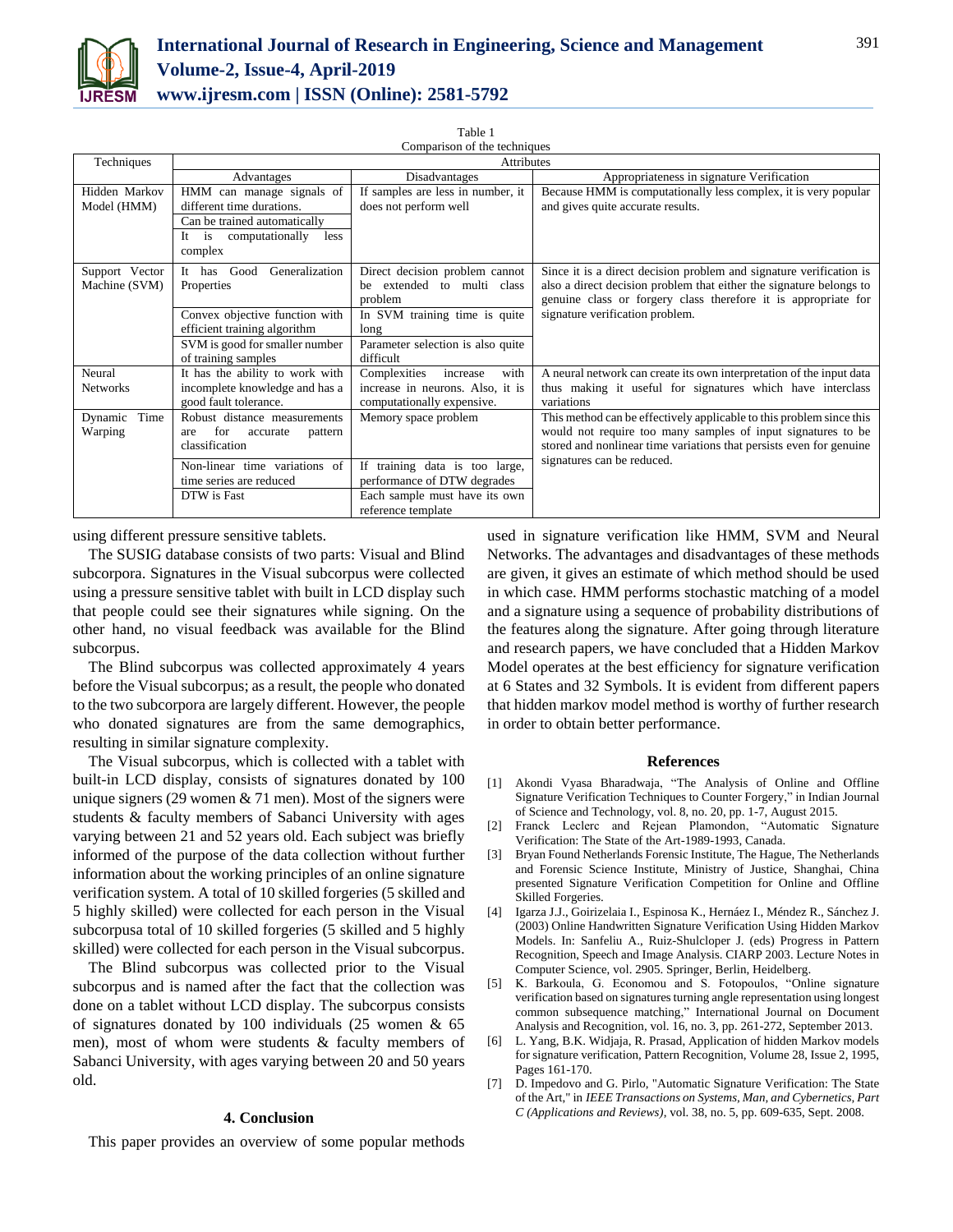Table 1
Comparison of the techniques

| Techniques | Attributes | | |
|---|---|---|---|
| | Advantages | Disadvantages | Appropriateness in signature Verification |
| Hidden Markov Model (HMM) | HMM can manage signals of different time durations.<br>Can be trained automatically<br>It is computationally less complex | If samples are less in number, it does not perform well | Because HMM is computationally less complex, it is very popular and gives quite accurate results. |
| Support Vector Machine (SVM) | It has Good Generalization Properties<br>Convex objective function with efficient training algorithm<br>SVM is good for smaller number of training samples | Direct decision problem cannot be extended to multi class problem<br>In SVM training time is quite long<br>Parameter selection is also quite difficult | Since it is a direct decision problem and signature verification is also a direct decision problem that either the signature belongs to genuine class or forgery class therefore it is appropriate for signature verification problem. |
| Neural Networks | It has the ability to work with incomplete knowledge and has a good fault tolerance. | Complexities increase with increase in neurons. Also, it is computationally expensive. | A neural network can create its own interpretation of the input data thus making it useful for signatures which have interclass variations |
| Dynamic Time Warping | Robust distance measurements are for accurate pattern classification<br>Non-linear time variations of time series are reduced<br>DTW is Fast | Memory space problem<br>If training data is too large, performance of DTW degrades<br>Each sample must have its own reference template | This method can be effectively applicable to this problem since this would not require too many samples of input signatures to be stored and nonlinear time variations that persists even for genuine signatures can be reduced. |

using different pressure sensitive tablets.

The SUSIG database consists of two parts: Visual and Blind subcorpora. Signatures in the Visual subcorpus were collected using a pressure sensitive tablet with built in LCD display such that people could see their signatures while signing. On the other hand, no visual feedback was available for the Blind subcorpus.

The Blind subcorpus was collected approximately 4 years before the Visual subcorpus; as a result, the people who donated to the two subcorpora are largely different. However, the people who donated signatures are from the same demographics, resulting in similar signature complexity.

The Visual subcorpus, which is collected with a tablet with built-in LCD display, consists of signatures donated by 100 unique signers (29 women & 71 men). Most of the signers were students & faculty members of Sabanci University with ages varying between 21 and 52 years old. Each subject was briefly informed of the purpose of the data collection without further information about the working principles of an online signature verification system. A total of 10 skilled forgeries (5 skilled and 5 highly skilled) were collected for each person in the Visual subcorpusa total of 10 skilled forgeries (5 skilled and 5 highly skilled) were collected for each person in the Visual subcorpus.

The Blind subcorpus was collected prior to the Visual subcorpus and is named after the fact that the collection was done on a tablet without LCD display. The subcorpus consists of signatures donated by 100 individuals (25 women & 65 men), most of whom were students & faculty members of Sabanci University, with ages varying between 20 and 50 years old.

## 4. Conclusion

This paper provides an overview of some popular methods used in signature verification like HMM, SVM and Neural Networks. The advantages and disadvantages of these methods are given, it gives an estimate of which method should be used in which case. HMM performs stochastic matching of a model and a signature using a sequence of probability distributions of the features along the signature. After going through literature and research papers, we have concluded that a Hidden Markov Model operates at the best efficiency for signature verification at 6 States and 32 Symbols. It is evident from different papers that hidden markov model method is worthy of further research in order to obtain better performance.

## References

[1] Akondi Vyasa Bharadwaja, "The Analysis of Online and Offline Signature Verification Techniques to Counter Forgery," in Indian Journal of Science and Technology, vol. 8, no. 20, pp. 1-7, August 2015.

[2] Franck Leclerc and Rejean Plamondon, "Automatic Signature Verification: The State of the Art-1989-1993, Canada.

[3] Bryan Found Netherlands Forensic Institute, The Hague, The Netherlands and Forensic Science Institute, Ministry of Justice, Shanghai, China presented Signature Verification Competition for Online and Offline Skilled Forgeries.

[4] Igarza J.J., Goirizelaia I., Espinosa K., Hernáez I., Méndez R., Sánchez J. (2003) Online Handwritten Signature Verification Using Hidden Markov Models. In: Sanfeliu A., Ruiz-Shulcloper J. (eds) Progress in Pattern Recognition, Speech and Image Analysis. CIARP 2003. Lecture Notes in Computer Science, vol. 2905. Springer, Berlin, Heidelberg.

[5] K. Barkoula, G. Economou and S. Fotopoulos, "Online signature verification based on signatures turning angle representation using longest common subsequence matching," International Journal on Document Analysis and Recognition, vol. 16, no. 3, pp. 261-272, September 2013.

[6] L. Yang, B.K. Widjaja, R. Prasad, Application of hidden Markov models for signature verification, Pattern Recognition, Volume 28, Issue 2, 1995, Pages 161-170.

[7] D. Impedovo and G. Pirlo, "Automatic Signature Verification: The State of the Art," in *IEEE Transactions on Systems, Man, and Cybernetics, Part C (Applications and Reviews)*, vol. 38, no. 5, pp. 609-635, Sept. 2008.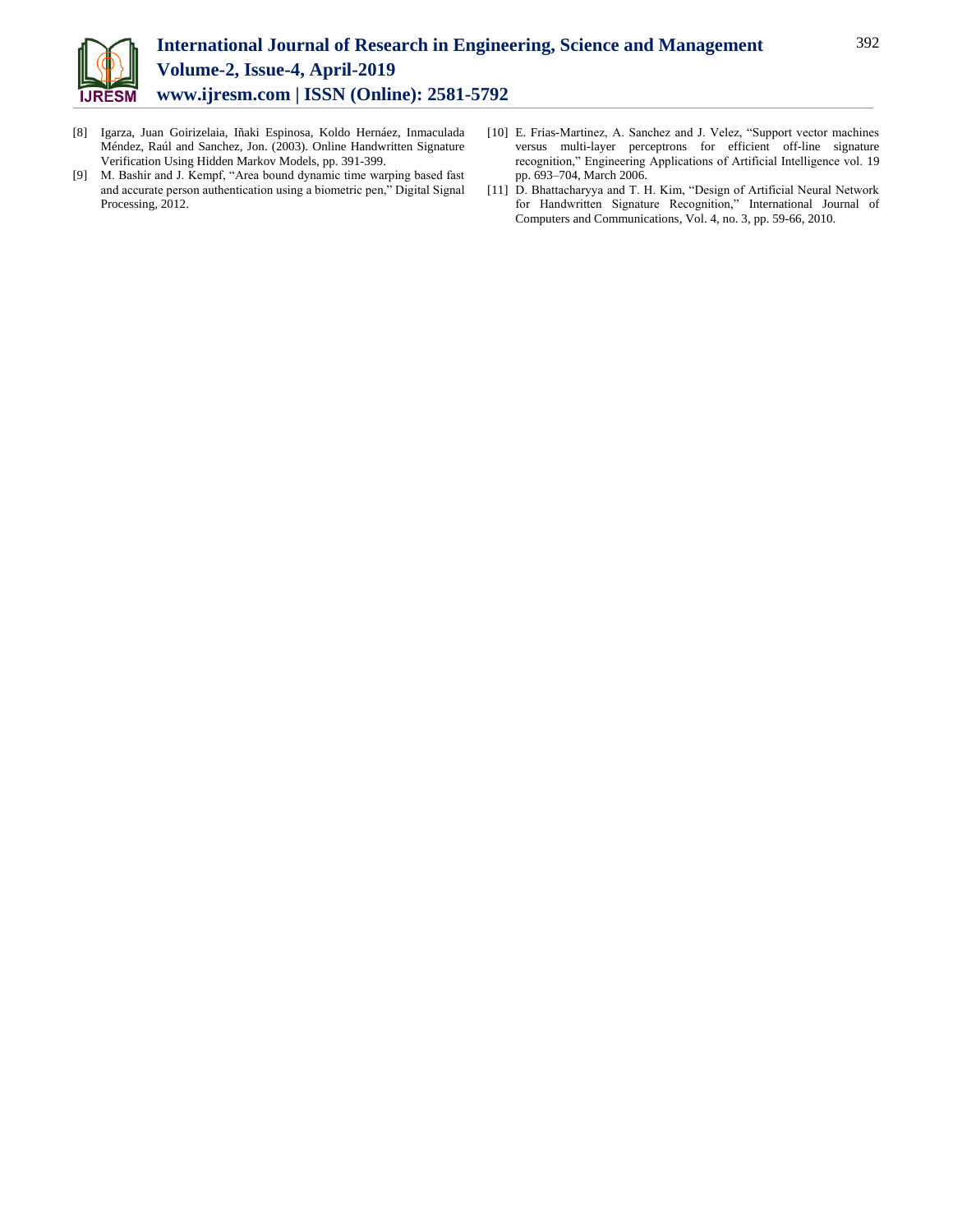[8] Igarza, Juan Goirizelaia, Iñaki Espinosa, Koldo Hernáez, Inmaculada Méndez, Raúl and Sanchez, Jon. (2003). Online Handwritten Signature Verification Using Hidden Markov Models, pp. 391-399.

[9] M. Bashir and J. Kempf, "Area bound dynamic time warping based fast and accurate person authentication using a biometric pen," Digital Signal Processing, 2012.

[10] E. Frias-Martinez, A. Sanchez and J. Velez, "Support vector machines versus multi-layer perceptrons for efficient off-line signature recognition," Engineering Applications of Artificial Intelligence vol. 19 pp. 693–704, March 2006.

[11] D. Bhattacharyya and T. H. Kim, "Design of Artificial Neural Network for Handwritten Signature Recognition," International Journal of Computers and Communications, Vol. 4, no. 3, pp. 59-66, 2010.